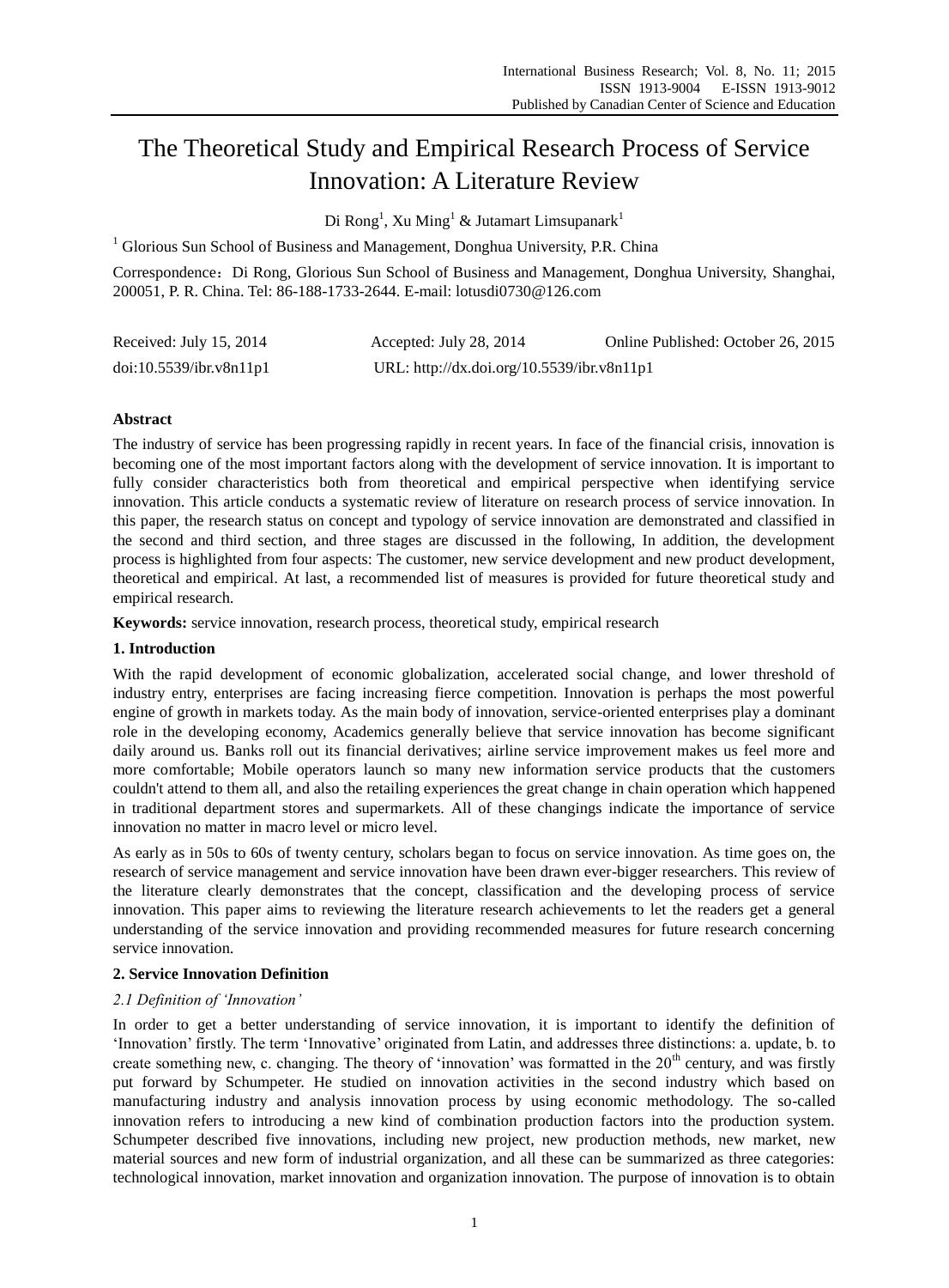# The Theoretical Study and Empirical Research Process of Service Innovation: A Literature Review

Di Rong[1], Xu Ming[1] & Jutamart Limsupanark[1]

[1] Glorious Sun School of Business and Management, Donghua University, P.R. China

Correspondence：Di Rong, Glorious Sun School of Business and Management, Donghua University, Shanghai, 200051, P. R. China. Tel: 86-188-1733-2644. E-mail: lotusdi0730@126.com

| Received: July 15, 2014 | Accepted: July 28, 2014 | Online Published: October 26, 2015 |
|---|---|---|
| doi:10.5539/ibr.v8n11p1 | URL: http://dx.doi.org/10.5539/ibr.v8n11p1 | |

## Abstract

The industry of service has been progressing rapidly in recent years. In face of the financial crisis, innovation is becoming one of the most important factors along with the development of service innovation. It is important to fully consider characteristics both from theoretical and empirical perspective when identifying service innovation. This article conducts a systematic review of literature on research process of service innovation. In this paper, the research status on concept and typology of service innovation are demonstrated and classified in the second and third section, and three stages are discussed in the following, In addition, the development process is highlighted from four aspects: The customer, new service development and new product development, theoretical and empirical. At last, a recommended list of measures is provided for future theoretical study and empirical research.

**Keywords:** service innovation, research process, theoretical study, empirical research

## 1. Introduction

With the rapid development of economic globalization, accelerated social change, and lower threshold of industry entry, enterprises are facing increasing fierce competition. Innovation is perhaps the most powerful engine of growth in markets today. As the main body of innovation, service-oriented enterprises play a dominant role in the developing economy, Academics generally believe that service innovation has become significant daily around us. Banks roll out its financial derivatives; airline service improvement makes us feel more and more comfortable; Mobile operators launch so many new information service products that the customers couldn't attend to them all, and also the retailing experiences the great change in chain operation which happened in traditional department stores and supermarkets. All of these changings indicate the importance of service innovation no matter in macro level or micro level.

As early as in 50s to 60s of twenty century, scholars began to focus on service innovation. As time goes on, the research of service management and service innovation have been drawn ever-bigger researchers. This review of the literature clearly demonstrates that the concept, classification and the developing process of service innovation. This paper aims to reviewing the literature research achievements to let the readers get a general understanding of the service innovation and providing recommended measures for future research concerning service innovation.

## 2. Service Innovation Definition

### *2.1 Definition of 'Innovation'*

In order to get a better understanding of service innovation, it is important to identify the definition of 'Innovation' firstly. The term 'Innovative' originated from Latin, and addresses three distinctions: a. update, b. to create something new, c. changing. The theory of 'innovation' was formatted in the 20th century, and was firstly put forward by Schumpeter. He studied on innovation activities in the second industry which based on manufacturing industry and analysis innovation process by using economic methodology. The so-called innovation refers to introducing a new kind of combination production factors into the production system. Schumpeter described five innovations, including new project, new production methods, new market, new material sources and new form of industrial organization, and all these can be summarized as three categories: technological innovation, market innovation and organization innovation. The purpose of innovation is to obtain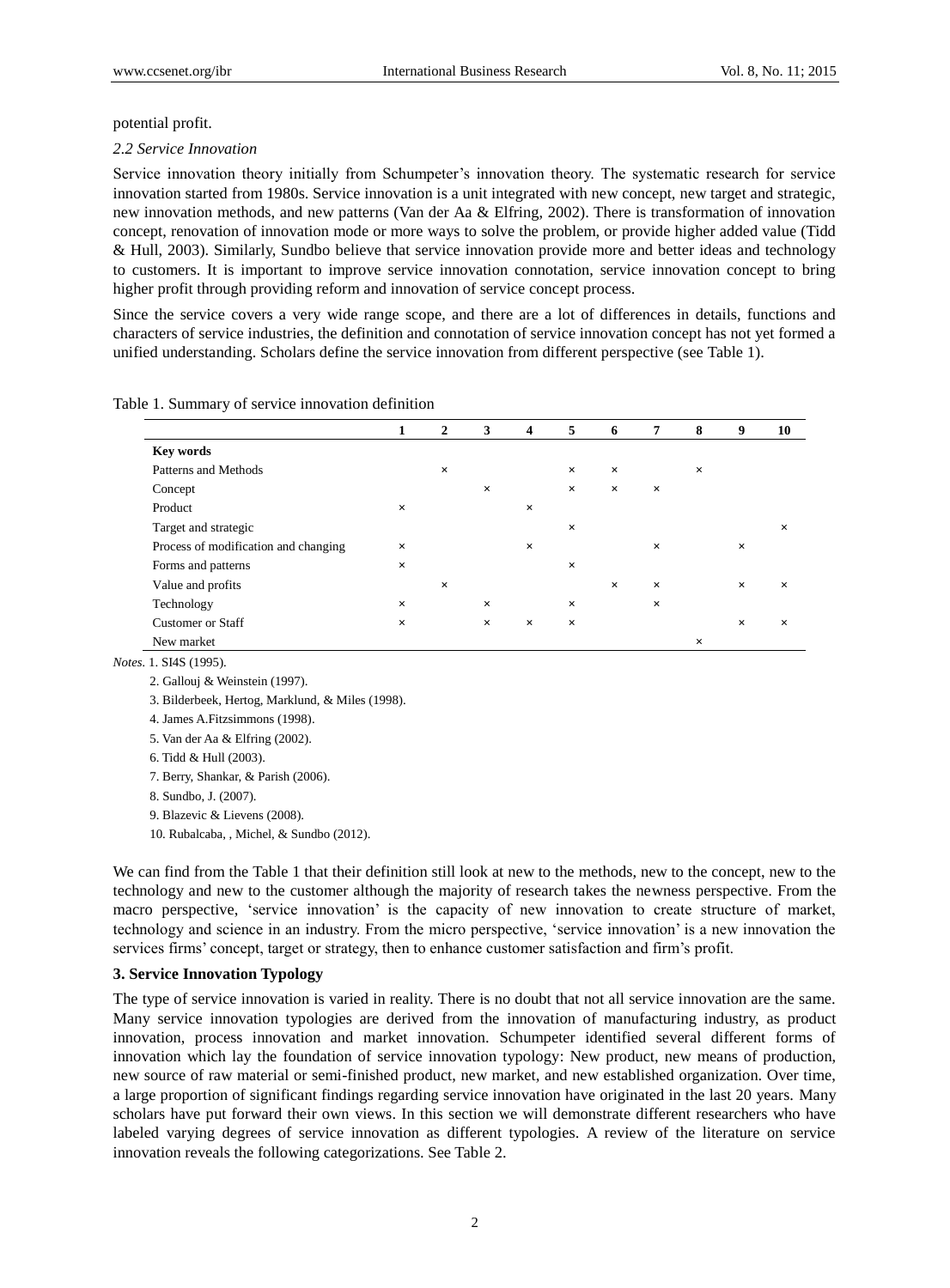potential profit.

*2.2 Service Innovation*

Service innovation theory initially from Schumpeter's innovation theory. The systematic research for service innovation started from 1980s. Service innovation is a unit integrated with new concept, new target and strategic, new innovation methods, and new patterns (Van der Aa & Elfring, 2002). There is transformation of innovation concept, renovation of innovation mode or more ways to solve the problem, or provide higher added value (Tidd & Hull, 2003). Similarly, Sundbo believe that service innovation provide more and better ideas and technology to customers. It is important to improve service innovation connotation, service innovation concept to bring higher profit through providing reform and innovation of service concept process.

Since the service covers a very wide range scope, and there are a lot of differences in details, functions and characters of service industries, the definition and connotation of service innovation concept has not yet formed a unified understanding. Scholars define the service innovation from different perspective (see Table 1).

Table 1. Summary of service innovation definition

| | 1 | 2 | 3 | 4 | 5 | 6 | 7 | 8 | 9 | 10 |
|---|---|---|---|---|---|---|---|---|---|---|
| **Key words** | | | | | | | | | | |
| Patterns and Methods | | × | | | × | × | | × | | |
| Concept | | | × | | × | × | × | | | |
| Product | × | | | × | | | | | | |
| Target and strategic | | | | | × | | | | | × |
| Process of modification and changing | × | | | × | | | × | | × | |
| Forms and patterns | × | | | | × | | | | | |
| Value and profits | | × | | | | × | × | | × | × |
| Technology | × | | × | | × | | × | | | |
| Customer or Staff | × | | × | × | × | | | | × | × |
| New market | | | | | | | | × | | |

*Notes.* 1. SI4S (1995).

2. Gallouj & Weinstein (1997).

3. Bilderbeek, Hertog, Marklund, & Miles (1998).

4. James A.Fitzsimmons (1998).

5. Van der Aa & Elfring (2002).

6. Tidd & Hull (2003).

7. Berry, Shankar, & Parish (2006).

8. Sundbo, J. (2007).

9. Blazevic & Lievens (2008).

10. Rubalcaba, , Michel, & Sundbo (2012).

We can find from the Table 1 that their definition still look at new to the methods, new to the concept, new to the technology and new to the customer although the majority of research takes the newness perspective. From the macro perspective, 'service innovation' is the capacity of new innovation to create structure of market, technology and science in an industry. From the micro perspective, 'service innovation' is a new innovation the services firms' concept, target or strategy, then to enhance customer satisfaction and firm's profit.

## 3. Service Innovation Typology

The type of service innovation is varied in reality. There is no doubt that not all service innovation are the same. Many service innovation typologies are derived from the innovation of manufacturing industry, as product innovation, process innovation and market innovation. Schumpeter identified several different forms of innovation which lay the foundation of service innovation typology: New product, new means of production, new source of raw material or semi-finished product, new market, and new established organization. Over time, a large proportion of significant findings regarding service innovation have originated in the last 20 years. Many scholars have put forward their own views. In this section we will demonstrate different researchers who have labeled varying degrees of service innovation as different typologies. A review of the literature on service innovation reveals the following categorizations. See Table 2.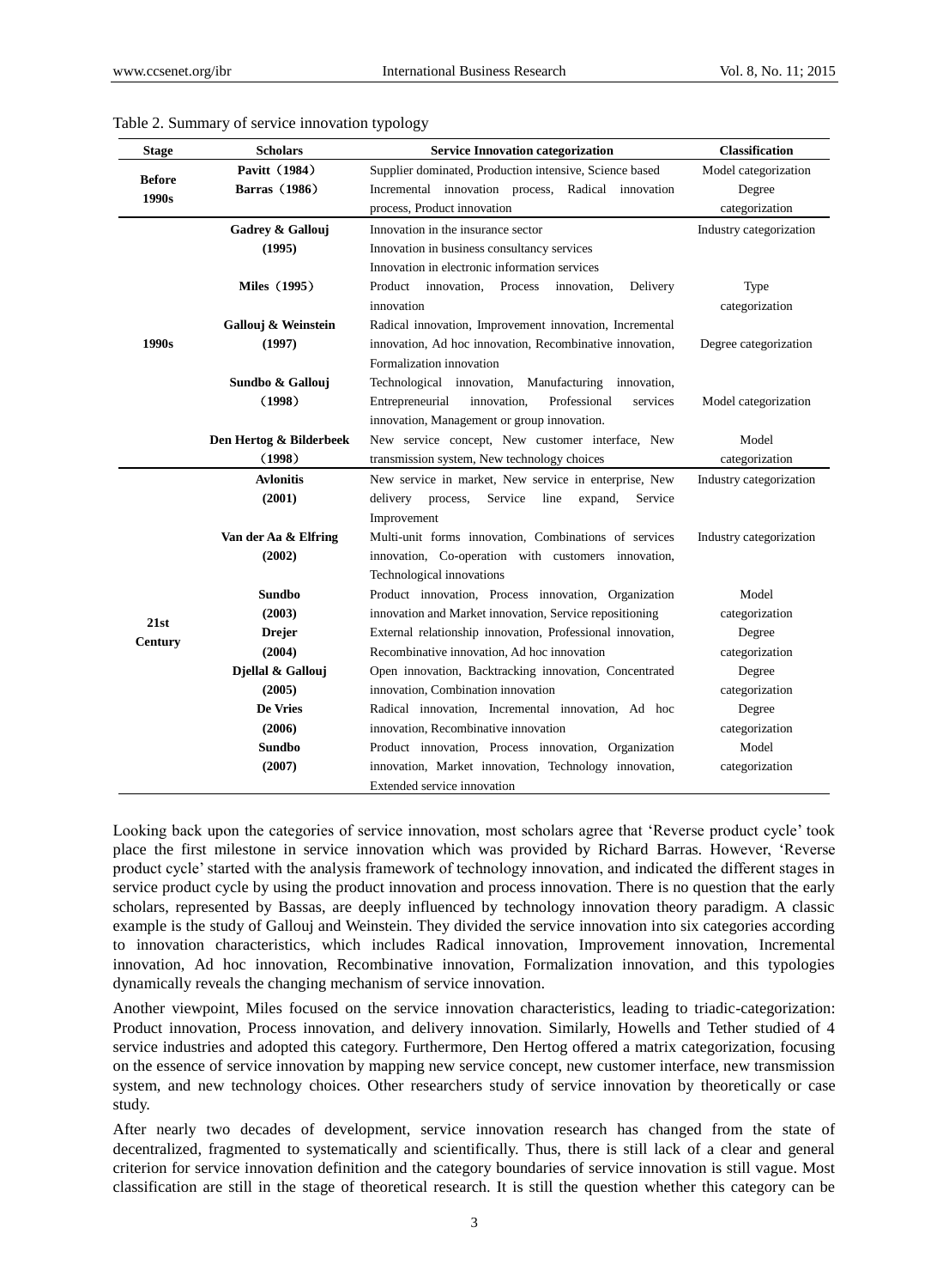Table 2. Summary of service innovation typology

| Stage | Scholars | Service Innovation categorization | Classification |
|---|---|---|---|
| Before 1990s | **Pavitt（1984）** | Supplier dominated, Production intensive, Science based | Model categorization |
| | **Barras（1986）** | Incremental innovation process, Radical innovation process, Product innovation | Degree categorization |
| 1990s | **Gadrey & Gallouj (1995)** | Innovation in the insurance sector<br>Innovation in business consultancy services<br>Innovation in electronic information services | Industry categorization |
| | **Miles（1995）** | Product innovation, Process innovation, Delivery innovation | Type categorization |
| | **Gallouj & Weinstein (1997)** | Radical innovation, Improvement innovation, Incremental innovation, Ad hoc innovation, Recombinative innovation, Formalization innovation | Degree categorization |
| | **Sundbo & Gallouj（1998）** | Technological innovation, Manufacturing innovation, Entrepreneurial innovation, Professional services innovation, Management or group innovation. | Model categorization |
| | **Den Hertog & Bilderbeek（1998）** | New service concept, New customer interface, New transmission system, New technology choices | Model categorization |
| 21st Century | **Avlonitis (2001)** | New service in market, New service in enterprise, New delivery process, Service line expand, Service Improvement | Industry categorization |
| | **Van der Aa & Elfring (2002)** | Multi-unit forms innovation, Combinations of services innovation, Co-operation with customers innovation, Technological innovations | Industry categorization |
| | **Sundbo (2003)** | Product innovation, Process innovation, Organization innovation and Market innovation, Service repositioning | Model categorization |
| | **Drejer (2004)** | External relationship innovation, Professional innovation, Recombinative innovation, Ad hoc innovation | Degree categorization |
| | **Djellal & Gallouj (2005)** | Open innovation, Backtracking innovation, Concentrated innovation, Combination innovation | Degree categorization |
| | **De Vries (2006)** | Radical innovation, Incremental innovation, Ad hoc innovation, Recombinative innovation | Degree categorization |
| | **Sundbo (2007)** | Product innovation, Process innovation, Organization innovation, Market innovation, Technology innovation, Extended service innovation | Model categorization |

Looking back upon the categories of service innovation, most scholars agree that 'Reverse product cycle' took place the first milestone in service innovation which was provided by Richard Barras. However, 'Reverse product cycle' started with the analysis framework of technology innovation, and indicated the different stages in service product cycle by using the product innovation and process innovation. There is no question that the early scholars, represented by Bassas, are deeply influenced by technology innovation theory paradigm. A classic example is the study of Gallouj and Weinstein. They divided the service innovation into six categories according to innovation characteristics, which includes Radical innovation, Improvement innovation, Incremental innovation, Ad hoc innovation, Recombinative innovation, Formalization innovation, and this typologies dynamically reveals the changing mechanism of service innovation.

Another viewpoint, Miles focused on the service innovation characteristics, leading to triadic-categorization: Product innovation, Process innovation, and delivery innovation. Similarly, Howells and Tether studied of 4 service industries and adopted this category. Furthermore, Den Hertog offered a matrix categorization, focusing on the essence of service innovation by mapping new service concept, new customer interface, new transmission system, and new technology choices. Other researchers study of service innovation by theoretically or case study.

After nearly two decades of development, service innovation research has changed from the state of decentralized, fragmented to systematically and scientifically. Thus, there is still lack of a clear and general criterion for service innovation definition and the category boundaries of service innovation is still vague. Most classification are still in the stage of theoretical research. It is still the question whether this category can be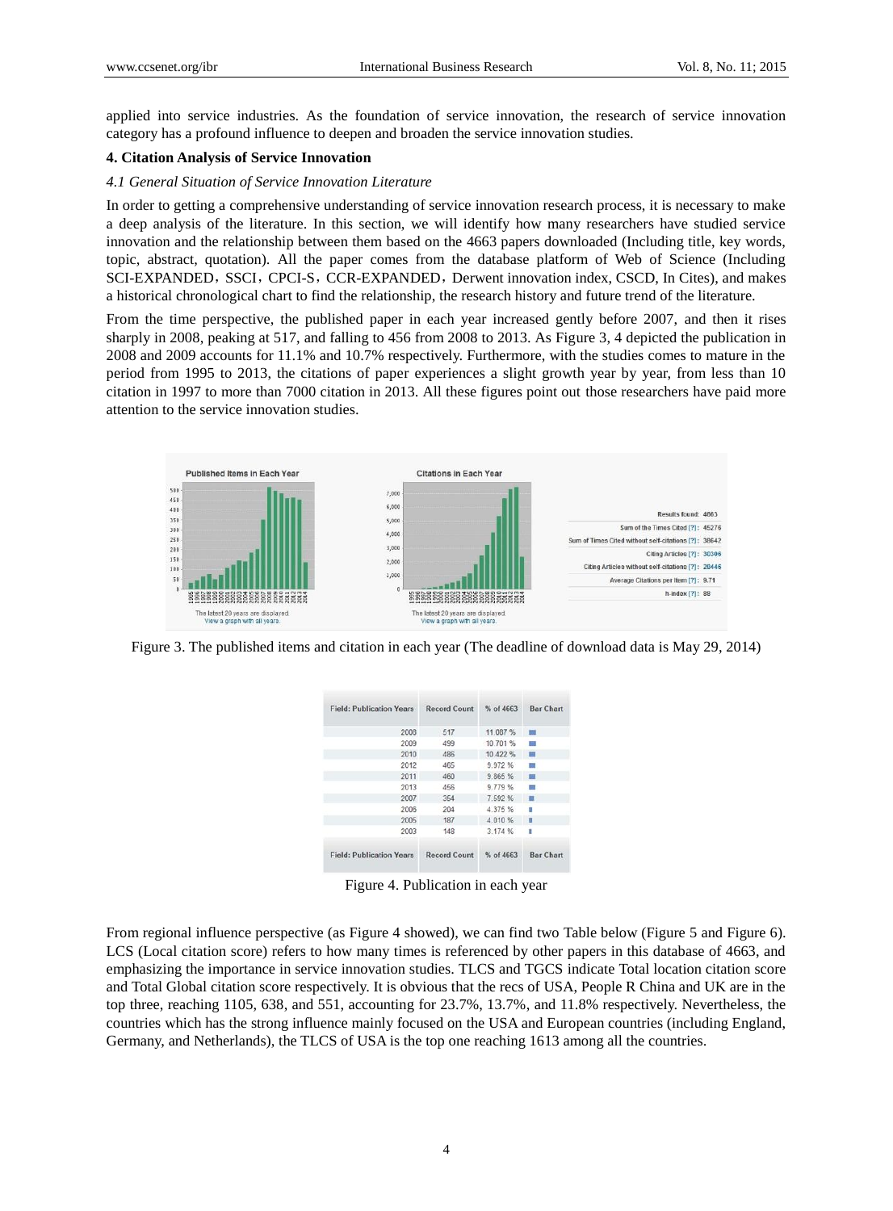applied into service industries. As the foundation of service innovation, the research of service innovation category has a profound influence to deepen and broaden the service innovation studies.

### 4. Citation Analysis of Service Innovation

#### *4.1 General Situation of Service Innovation Literature*

In order to getting a comprehensive understanding of service innovation research process, it is necessary to make a deep analysis of the literature. In this section, we will identify how many researchers have studied service innovation and the relationship between them based on the 4663 papers downloaded (Including title, key words, topic, abstract, quotation). All the paper comes from the database platform of Web of Science (Including SCI-EXPANDED，SSCI，CPCI-S，CCR-EXPANDED，Derwent innovation index, CSCD, In Cites), and makes a historical chronological chart to find the relationship, the research history and future trend of the literature.

From the time perspective, the published paper in each year increased gently before 2007, and then it rises sharply in 2008, peaking at 517, and falling to 456 from 2008 to 2013. As Figure 3, 4 depicted the publication in 2008 and 2009 accounts for 11.1% and 10.7% respectively. Furthermore, with the studies comes to mature in the period from 1995 to 2013, the citations of paper experiences a slight growth year by year, from less than 10 citation in 1997 to more than 7000 citation in 2013. All these figures point out those researchers have paid more attention to the service innovation studies.

Figure 3. The published items and citation in each year (The deadline of download data is May 29, 2014)

| Field: Publication Years | Record Count | % of 4663 | Bar Chart |
|---|---|---|---|
| 2008 | 517 | 11.087 % | |
| 2009 | 499 | 10.701 % | |
| 2010 | 486 | 10.422 % | |
| 2012 | 465 | 9.972 % | |
| 2011 | 460 | 9.865 % | |
| 2013 | 456 | 9.779 % | |
| 2007 | 354 | 7.592 % | |
| 2006 | 204 | 4.375 % | |
| 2005 | 187 | 4.010 % | |
| 2003 | 148 | 3.174 % | |

Figure 4. Publication in each year

From regional influence perspective (as Figure 4 showed), we can find two Table below (Figure 5 and Figure 6). LCS (Local citation score) refers to how many times is referenced by other papers in this database of 4663, and emphasizing the importance in service innovation studies. TLCS and TGCS indicate Total location citation score and Total Global citation score respectively. It is obvious that the recs of USA, People R China and UK are in the top three, reaching 1105, 638, and 551, accounting for 23.7%, 13.7%, and 11.8% respectively. Nevertheless, the countries which has the strong influence mainly focused on the USA and European countries (including England, Germany, and Netherlands), the TLCS of USA is the top one reaching 1613 among all the countries.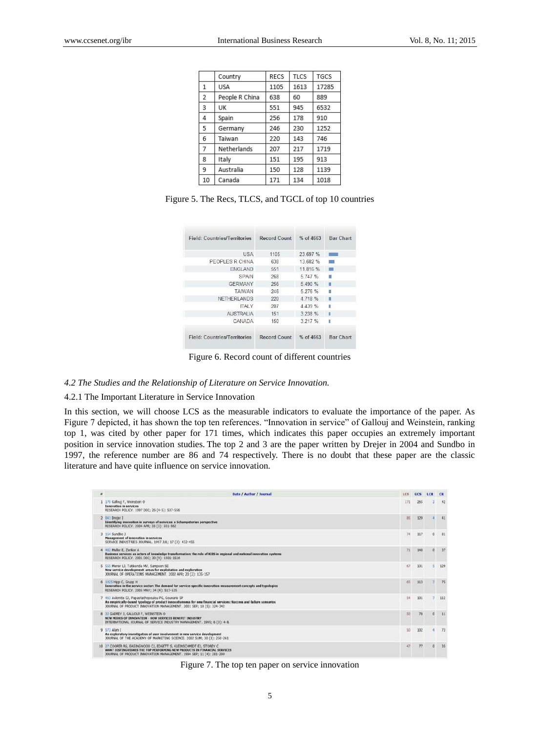|  | Country | RECS | TLCS | TGCS |
|---|---|---|---|---|
| 1 | USA | 1105 | 1613 | 17285 |
| 2 | People R China | 638 | 60 | 889 |
| 3 | UK | 551 | 945 | 6532 |
| 4 | Spain | 256 | 178 | 910 |
| 5 | Germany | 246 | 230 | 1252 |
| 6 | Taiwan | 220 | 143 | 746 |
| 7 | Netherlands | 207 | 217 | 1719 |
| 8 | Italy | 151 | 195 | 913 |
| 9 | Australia | 150 | 128 | 1139 |
| 10 | Canada | 171 | 134 | 1018 |

Figure 5. The Recs, TLCS, and TGCL of top 10 countries

| Field: Countries/Territories | Record Count | % of 4663 | Bar Chart |
|---|---|---|---|
| USA | 1105 | 23.697 % | |
| PEOPLES R CHINA | 638 | 13.682 % | |
| ENGLAND | 551 | 11.816 % | |
| SPAIN | 268 | 5.747 % | |
| GERMANY | 256 | 5.490 % | |
| TAIWAN | 246 | 5.276 % | |
| NETHERLANDS | 220 | 4.718 % | |
| ITALY | 207 | 4.439 % | |
| AUSTRALIA | 151 | 3.238 % | |
| CANADA | 150 | 3.217 % | |
| Field: Countries/Territories | Record Count | % of 4663 | Bar Chart |

Figure 6. Record count of different countries

*4.2 The Studies and the Relationship of Literature on Service Innovation.*

4.2.1 The Important Literature in Service Innovation

In this section, we will choose LCS as the measurable indicators to evaluate the importance of the paper. As Figure 7 depicted, it has shown the top ten references. "Innovation in service" of Gallouj and Weinstein, ranking top 1, was cited by other paper for 171 times, which indicates this paper occupies an extremely important position in service innovation studies. The top 2 and 3 are the paper written by Drejer in 2004 and Sundbo in 1997, the reference number are 86 and 74 respectively. There is no doubt that these paper are the classic literature and have quite influence on service innovation.

| # | Date / Author / Journal | LCS | GCS | LCR | CR |
|---|---|---|---|---|---|
| 1 | 170 Gallouj F, Weinstein O<br>**Innovation in services**<br>RESEARCH POLICY. 1997 DEC; 26 (4-5): 537-556 | 171 | 265 | 2 | 42 |
| 2 | 841 Drejer I<br>**Identifying innovation in surveys of services: a Schumpeterian perspective**<br>RESEARCH POLICY. 2004 APR; 33 (3): 551-562 | 86 | 129 | 4 | 41 |
| 3 | 154 Sundbo J<br>**Management of innovation in services**<br>SERVICE INDUSTRIES JOURNAL. 1997 JUL; 17 (3): 432-455 | 74 | 117 | 0 | 81 |
| 4 | 432 Muller E, Zenker A<br>**Business services as actors of knowledge transformation: the role of KIBS in regional and national innovation systems**<br>RESEARCH POLICY. 2001 DEC; 30 (9): 1501-1516 | 71 | 148 | 0 | 37 |
| 5 | 555 Menor LJ, Tatikonda MV, Sampson SE<br>**New service development: areas for exploitation and exploration**<br>JOURNAL OF OPERATIONS MANAGEMENT. 2002 APR; 20 (2): 135-157 | 67 | 131 | 5 | 129 |
| 6 | 1025 Hipp C, Grupp H<br>**Innovation in the service sector: The demand for service-specific innovation measurement concepts and typologies**<br>RESEARCH POLICY. 2005 MAY; 34 (4): 517-535 | 65 | 113 | 7 | 75 |
| 7 | 463 Avlonitis GJ, Papastathopoulou PG, Gounaris SP<br>**An empirically-based typology of product innovativeness for new financial services: Success and failure scenarios**<br>JOURNAL OF PRODUCT INNOVATION MANAGEMENT. 2001 SEP; 18 (5): 324-342 | 54 | 101 | 7 | 112 |
| 8 | 32 GADREY J, GALLOUJ F, WEINSTEIN O<br>**NEW MODES OF INNOVATION - HOW SERVICES BENEFIT INDUSTRY**<br>INTERNATIONAL JOURNAL OF SERVICE INDUSTRY MANAGEMENT. 1995; 6 (3): 4-& | 50 | 78 | 0 | 11 |
| 9 | 573 Alam I<br>**An exploratory investigation of user involvement in new service development**<br>JOURNAL OF THE ACADEMY OF MARKETING SCIENCE. 2002 SUM; 30 (3): 250-261 | 50 | 102 | 4 | 73 |
| 10 | 27 COOPER RG, EASINGWOOD CJ, EDGETT S, KLEINSCHMIDT EJ, STOREY C<br>**WHAT DISTINGUISHES THE TOP PERFORMING NEW PRODUCTS IN FINANCIAL SERVICES**<br>JOURNAL OF PRODUCT INNOVATION MANAGEMENT. 1994 SEP; 11 (4): 281-299 | 47 | 77 | 0 | 35 |

Figure 7. The top ten paper on service innovation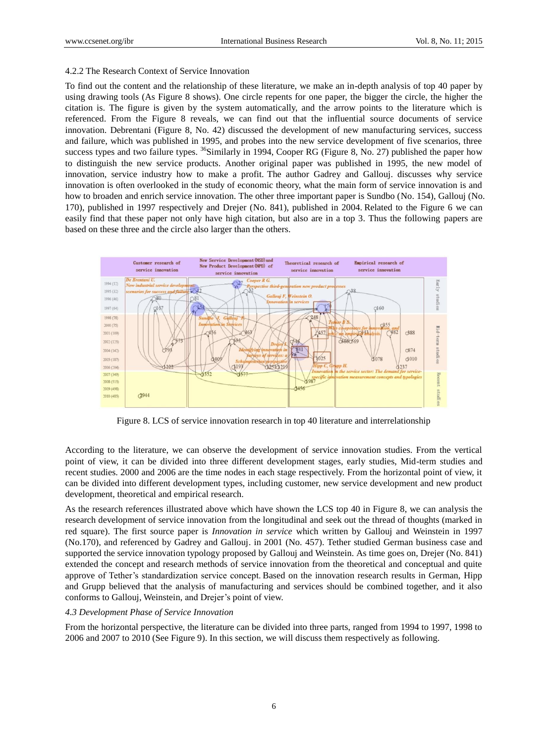4.2.2 The Research Context of Service Innovation

To find out the content and the relationship of these literature, we make an in-depth analysis of top 40 paper by using drawing tools (As Figure 8 shows). One circle repents for one paper, the bigger the circle, the higher the citation is. The figure is given by the system automatically, and the arrow points to the literature which is referenced. From the Figure 8 reveals, we can find out that the influential source documents of service innovation. Debrentani (Figure 8, No. 42) discussed the development of new manufacturing services, success and failure, which was published in 1995, and probes into the new service development of five scenarios, three success types and two failure types. [36]Similarly in 1994, Cooper RG (Figure 8, No. 27) published the paper how to distinguish the new service products. Another original paper was published in 1995, the new model of innovation, service industry how to make a profit. The author Gadrey and Gallouj. discusses why service innovation is often overlooked in the study of economic theory, what the main form of service innovation is and how to broaden and enrich service innovation. The other three important paper is Sundbo (No. 154), Gallouj (No. 170), published in 1997 respectively and Drejer (No. 841), published in 2004. Related to the Figure 6 we can easily find that these paper not only have high citation, but also are in a top 3. Thus the following papers are based on these three and the circle also larger than the others.

Figure 8. LCS of service innovation research in top 40 literature and interrelationship

According to the literature, we can observe the development of service innovation studies. From the vertical point of view, it can be divided into three different development stages, early studies, Mid-term studies and recent studies. 2000 and 2006 are the time nodes in each stage respectively. From the horizontal point of view, it can be divided into different development types, including customer, new service development and new product development, theoretical and empirical research.

As the research references illustrated above which have shown the LCS top 40 in Figure 8, we can analysis the research development of service innovation from the longitudinal and seek out the thread of thoughts (marked in red square). The first source paper is *Innovation in service* which written by Gallouj and Weinstein in 1997 (No.170), and referenced by Gadrey and Gallouj. in 2001 (No. 457). Tether studied German business case and supported the service innovation typology proposed by Gallouj and Weinstein. As time goes on, Drejer (No. 841) extended the concept and research methods of service innovation from the theoretical and conceptual and quite approve of Tether's standardization service concept. Based on the innovation research results in German, Hipp and Grupp believed that the analysis of manufacturing and services should be combined together, and it also conforms to Gallouj, Weinstein, and Drejer's point of view.

### *4.3 Development Phase of Service Innovation*

From the horizontal perspective, the literature can be divided into three parts, ranged from 1994 to 1997, 1998 to 2006 and 2007 to 2010 (See Figure 9). In this section, we will discuss them respectively as following.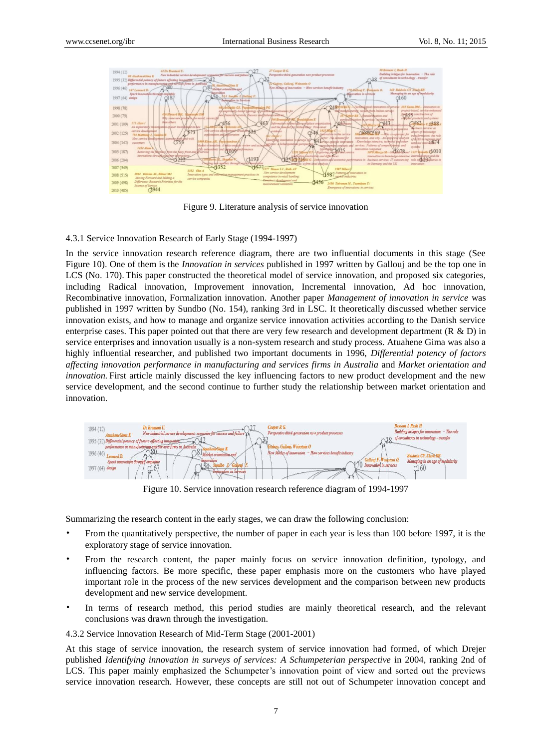Figure 9. Literature analysis of service innovation

### 4.3.1 Service Innovation Research of Early Stage (1994-1997)

In the service innovation research reference diagram, there are two influential documents in this stage (See Figure 10). One of them is the *Innovation in services* published in 1997 written by Gallouj and be the top one in LCS (No. 170). This paper constructed the theoretical model of service innovation, and proposed six categories, including Radical innovation, Improvement innovation, Incremental innovation, Ad hoc innovation, Recombinative innovation, Formalization innovation. Another paper *Management of innovation in service* was published in 1997 written by Sundbo (No. 154), ranking 3rd in LSC. It theoretically discussed whether service innovation exists, and how to manage and organize service innovation activities according to the Danish service enterprise cases. This paper pointed out that there are very few research and development department (R & D) in service enterprises and innovation usually is a non-system research and study process. Atuahene Gima was also a highly influential researcher, and published two important documents in 1996, *Differential potency of factors affecting innovation performance in manufacturing and services firms in Australia* and *Market orientation and innovation.* First article mainly discussed the key influencing factors to new product development and the new service development, and the second continue to further study the relationship between market orientation and innovation.

Figure 10. Service innovation research reference diagram of 1994-1997

Summarizing the research content in the early stages, we can draw the following conclusion:

- From the quantitatively perspective, the number of paper in each year is less than 100 before 1997, it is the exploratory stage of service innovation.
- From the research content, the paper mainly focus on service innovation definition, typology, and influencing factors. Be more specific, these paper emphasis more on the customers who have played important role in the process of the new services development and the comparison between new products development and new service development.
- In terms of research method, this period studies are mainly theoretical research, and the relevant conclusions was drawn through the investigation.

### 4.3.2 Service Innovation Research of Mid-Term Stage (2001-2001)

At this stage of service innovation, the research system of service innovation had formed, of which Drejer published *Identifying innovation in surveys of services: A Schumpeterian perspective* in 2004, ranking 2nd of LCS. This paper mainly emphasized the Schumpeter's innovation point of view and sorted out the previews service innovation research. However, these concepts are still not out of Schumpeter innovation concept and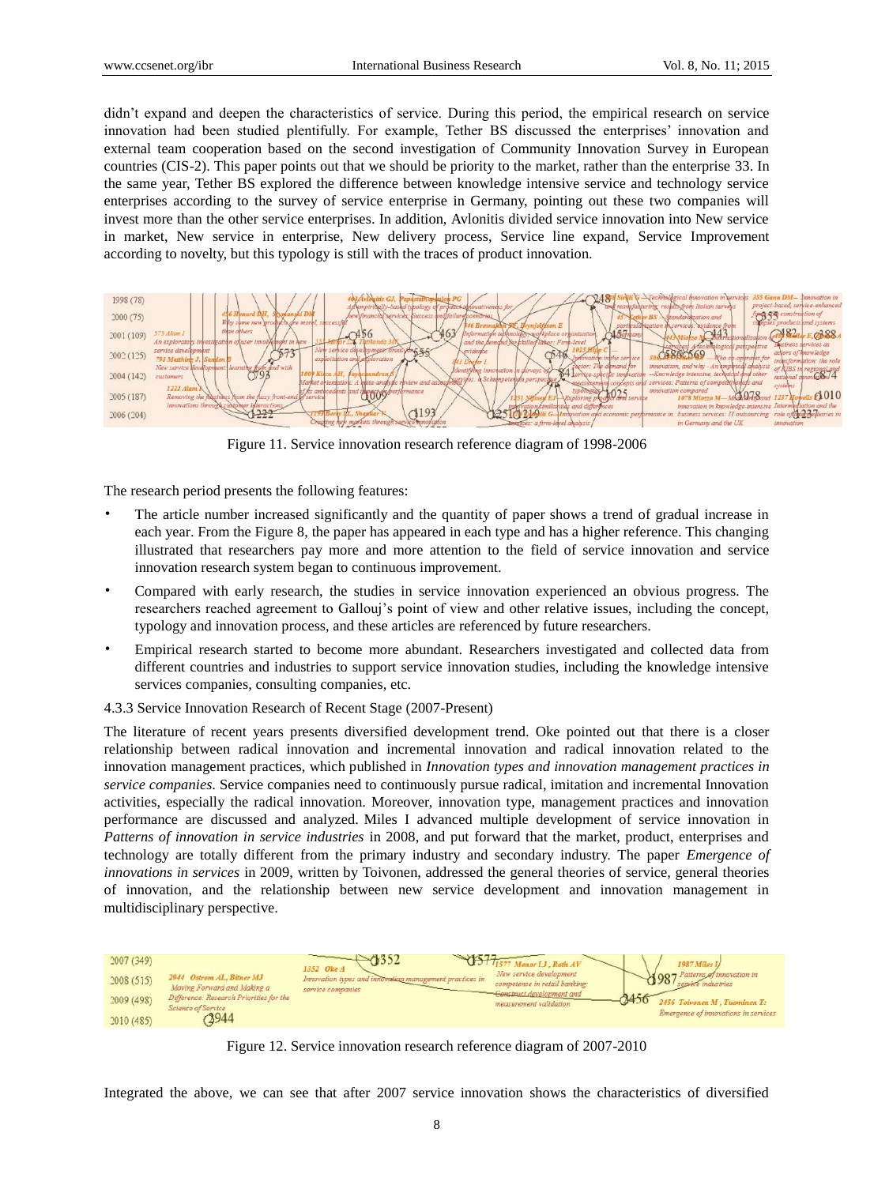didn't expand and deepen the characteristics of service. During this period, the empirical research on service innovation had been studied plentifully. For example, Tether BS discussed the enterprises' innovation and external team cooperation based on the second investigation of Community Innovation Survey in European countries (CIS-2). This paper points out that we should be priority to the market, rather than the enterprise 33. In the same year, Tether BS explored the difference between knowledge intensive service and technology service enterprises according to the survey of service enterprise in Germany, pointing out these two companies will invest more than the other service enterprises. In addition, Avlonitis divided service innovation into New service in market, New service in enterprise, New delivery process, Service line expand, Service Improvement according to novelty, but this typology is still with the traces of product innovation.

Figure 11. Service innovation research reference diagram of 1998-2006

The research period presents the following features:

- The article number increased significantly and the quantity of paper shows a trend of gradual increase in each year. From the Figure 8, the paper has appeared in each type and has a higher reference. This changing illustrated that researchers pay more and more attention to the field of service innovation and service innovation research system began to continuous improvement.
- Compared with early research, the studies in service innovation experienced an obvious progress. The researchers reached agreement to Gallouj's point of view and other relative issues, including the concept, typology and innovation process, and these articles are referenced by future researchers.
- Empirical research started to become more abundant. Researchers investigated and collected data from different countries and industries to support service innovation studies, including the knowledge intensive services companies, consulting companies, etc.

4.3.3 Service Innovation Research of Recent Stage (2007-Present)

The literature of recent years presents diversified development trend. Oke pointed out that there is a closer relationship between radical innovation and incremental innovation and radical innovation related to the innovation management practices, which published in *Innovation types and innovation management practices in service companies.* Service companies need to continuously pursue radical, imitation and incremental Innovation activities, especially the radical innovation. Moreover, innovation type, management practices and innovation performance are discussed and analyzed. Miles I advanced multiple development of service innovation in *Patterns of innovation in service industries* in 2008, and put forward that the market, product, enterprises and technology are totally different from the primary industry and secondary industry. The paper *Emergence of innovations in services* in 2009, written by Toivonen, addressed the general theories of service, general theories of innovation, and the relationship between new service development and innovation management in multidisciplinary perspective.

Figure 12. Service innovation research reference diagram of 2007-2010

Integrated the above, we can see that after 2007 service innovation shows the characteristics of diversified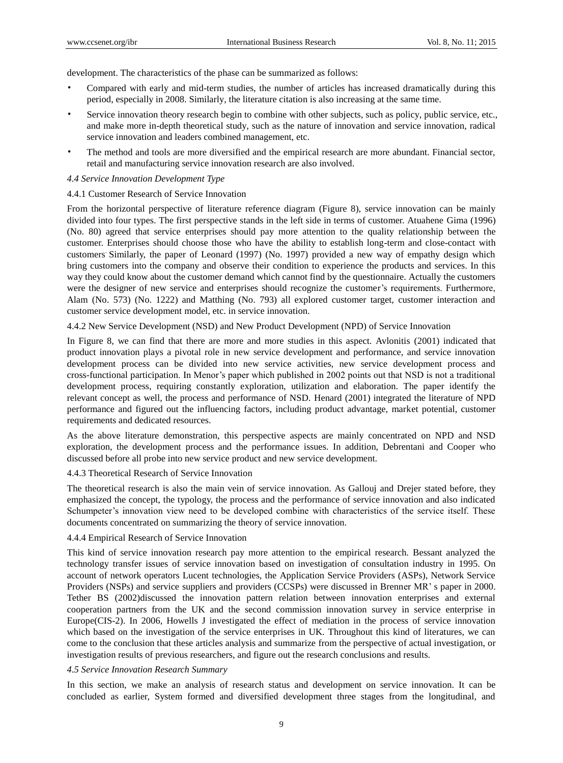development. The characteristics of the phase can be summarized as follows:

- Compared with early and mid-term studies, the number of articles has increased dramatically during this period, especially in 2008. Similarly, the literature citation is also increasing at the same time.
- Service innovation theory research begin to combine with other subjects, such as policy, public service, etc., and make more in-depth theoretical study, such as the nature of innovation and service innovation, radical service innovation and leaders combined management, etc.
- The method and tools are more diversified and the empirical research are more abundant. Financial sector, retail and manufacturing service innovation research are also involved.

*4.4 Service Innovation Development Type*

4.4.1 Customer Research of Service Innovation

From the horizontal perspective of literature reference diagram (Figure 8), service innovation can be mainly divided into four types. The first perspective stands in the left side in terms of customer. Atuahene Gima (1996) (No. 80) agreed that service enterprises should pay more attention to the quality relationship between the customer. Enterprises should choose those who have the ability to establish long-term and close-contact with customers. Similarly, the paper of Leonard (1997) (No. 1997) provided a new way of empathy design which bring customers into the company and observe their condition to experience the products and services. In this way they could know about the customer demand which cannot find by the questionnaire. Actually the customers were the designer of new service and enterprises should recognize the customer's requirements. Furthermore, Alam (No. 573) (No. 1222) and Matthing (No. 793) all explored customer target, customer interaction and customer service development model, etc. in service innovation.

4.4.2 New Service Development (NSD) and New Product Development (NPD) of Service Innovation

In Figure 8, we can find that there are more and more studies in this aspect. Avlonitis (2001) indicated that product innovation plays a pivotal role in new service development and performance, and service innovation development process can be divided into new service activities, new service development process and cross-functional participation. In Menor's paper which published in 2002 points out that NSD is not a traditional development process, requiring constantly exploration, utilization and elaboration. The paper identify the relevant concept as well, the process and performance of NSD. Henard (2001) integrated the literature of NPD performance and figured out the influencing factors, including product advantage, market potential, customer requirements and dedicated resources.

As the above literature demonstration, this perspective aspects are mainly concentrated on NPD and NSD exploration, the development process and the performance issues. In addition, Debrentani and Cooper who discussed before all probe into new service product and new service development.

4.4.3 Theoretical Research of Service Innovation

The theoretical research is also the main vein of service innovation. As Gallouj and Drejer stated before, they emphasized the concept, the typology, the process and the performance of service innovation and also indicated Schumpeter's innovation view need to be developed combine with characteristics of the service itself. These documents concentrated on summarizing the theory of service innovation.

4.4.4 Empirical Research of Service Innovation

This kind of service innovation research pay more attention to the empirical research. Bessant analyzed the technology transfer issues of service innovation based on investigation of consultation industry in 1995. On account of network operators Lucent technologies, the Application Service Providers (ASPs), Network Service Providers (NSPs) and service suppliers and providers (CCSPs) were discussed in Brenner MR' s paper in 2000. Tether BS (2002)discussed the innovation pattern relation between innovation enterprises and external cooperation partners from the UK and the second commission innovation survey in service enterprise in Europe(CIS-2). In 2006, Howells J investigated the effect of mediation in the process of service innovation which based on the investigation of the service enterprises in UK. Throughout this kind of literatures, we can come to the conclusion that these articles analysis and summarize from the perspective of actual investigation, or investigation results of previous researchers, and figure out the research conclusions and results.

*4.5 Service Innovation Research Summary*

In this section, we make an analysis of research status and development on service innovation. It can be concluded as earlier, System formed and diversified development three stages from the longitudinal, and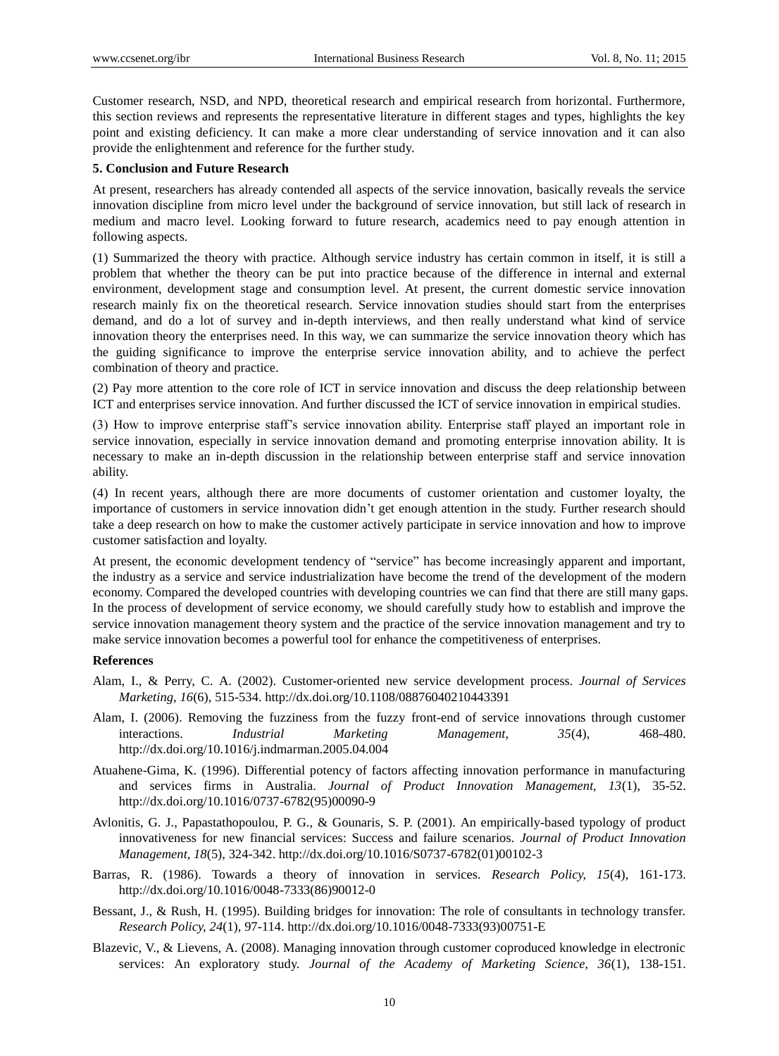Customer research, NSD, and NPD, theoretical research and empirical research from horizontal. Furthermore, this section reviews and represents the representative literature in different stages and types, highlights the key point and existing deficiency. It can make a more clear understanding of service innovation and it can also provide the enlightenment and reference for the further study.

## 5. Conclusion and Future Research

At present, researchers has already contended all aspects of the service innovation, basically reveals the service innovation discipline from micro level under the background of service innovation, but still lack of research in medium and macro level. Looking forward to future research, academics need to pay enough attention in following aspects.

(1) Summarized the theory with practice. Although service industry has certain common in itself, it is still a problem that whether the theory can be put into practice because of the difference in internal and external environment, development stage and consumption level. At present, the current domestic service innovation research mainly fix on the theoretical research. Service innovation studies should start from the enterprises demand, and do a lot of survey and in-depth interviews, and then really understand what kind of service innovation theory the enterprises need. In this way, we can summarize the service innovation theory which has the guiding significance to improve the enterprise service innovation ability, and to achieve the perfect combination of theory and practice.

(2) Pay more attention to the core role of ICT in service innovation and discuss the deep relationship between ICT and enterprises service innovation. And further discussed the ICT of service innovation in empirical studies.

(3) How to improve enterprise staff's service innovation ability. Enterprise staff played an important role in service innovation, especially in service innovation demand and promoting enterprise innovation ability. It is necessary to make an in-depth discussion in the relationship between enterprise staff and service innovation ability.

(4) In recent years, although there are more documents of customer orientation and customer loyalty, the importance of customers in service innovation didn't get enough attention in the study. Further research should take a deep research on how to make the customer actively participate in service innovation and how to improve customer satisfaction and loyalty.

At present, the economic development tendency of "service" has become increasingly apparent and important, the industry as a service and service industrialization have become the trend of the development of the modern economy. Compared the developed countries with developing countries we can find that there are still many gaps. In the process of development of service economy, we should carefully study how to establish and improve the service innovation management theory system and the practice of the service innovation management and try to make service innovation becomes a powerful tool for enhance the competitiveness of enterprises.

## References

Alam, I., & Perry, C. A. (2002). Customer-oriented new service development process. *Journal of Services Marketing, 16*(6), 515-534. http://dx.doi.org/10.1108/08876040210443391

Alam, I. (2006). Removing the fuzziness from the fuzzy front-end of service innovations through customer interactions. *Industrial Marketing Management, 35*(4), 468-480. http://dx.doi.org/10.1016/j.indmarman.2005.04.004

Atuahene-Gima, K. (1996). Differential potency of factors affecting innovation performance in manufacturing and services firms in Australia. *Journal of Product Innovation Management, 13*(1), 35-52. http://dx.doi.org/10.1016/0737-6782(95)00090-9

Avlonitis, G. J., Papastathopoulou, P. G., & Gounaris, S. P. (2001). An empirically-based typology of product innovativeness for new financial services: Success and failure scenarios. *Journal of Product Innovation Management, 18*(5), 324-342. http://dx.doi.org/10.1016/S0737-6782(01)00102-3

Barras, R. (1986). Towards a theory of innovation in services. *Research Policy, 15*(4), 161-173. http://dx.doi.org/10.1016/0048-7333(86)90012-0

Bessant, J., & Rush, H. (1995). Building bridges for innovation: The role of consultants in technology transfer. *Research Policy, 24*(1), 97-114. http://dx.doi.org/10.1016/0048-7333(93)00751-E

Blazevic, V., & Lievens, A. (2008). Managing innovation through customer coproduced knowledge in electronic services: An exploratory study. *Journal of the Academy of Marketing Science, 36*(1), 138-151.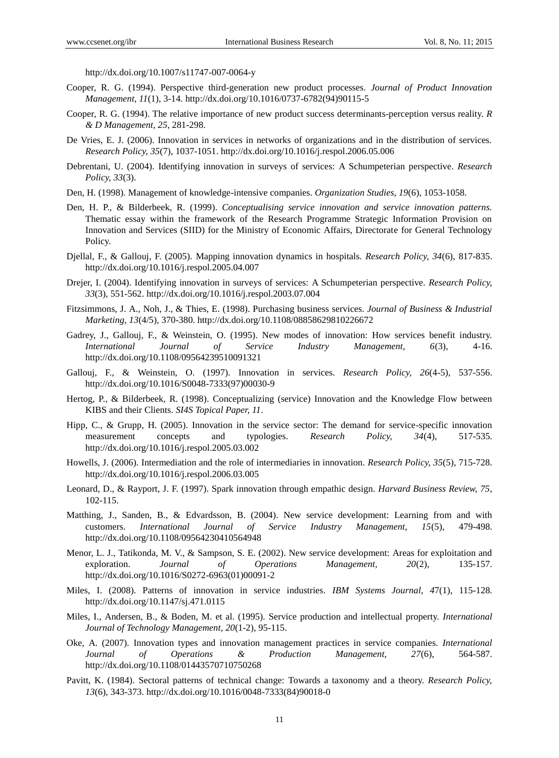http://dx.doi.org/10.1007/s11747-007-0064-y

Cooper, R. G. (1994). Perspective third-generation new product processes. *Journal of Product Innovation Management, 11*(1), 3-14. http://dx.doi.org/10.1016/0737-6782(94)90115-5

Cooper, R. G. (1994). The relative importance of new product success determinants-perception versus reality. *R & D Management, 25*, 281-298.

De Vries, E. J. (2006). Innovation in services in networks of organizations and in the distribution of services. *Research Policy, 35*(7), 1037-1051. http://dx.doi.org/10.1016/j.respol.2006.05.006

Debrentani, U. (2004). Identifying innovation in surveys of services: A Schumpeterian perspective. *Research Policy, 33*(3).

Den, H. (1998). Management of knowledge-intensive companies. *Organization Studies, 19*(6), 1053-1058.

Den, H. P., & Bilderbeek, R. (1999). *Conceptualising service innovation and service innovation patterns.* Thematic essay within the framework of the Research Programme Strategic Information Provision on Innovation and Services (SIID) for the Ministry of Economic Affairs, Directorate for General Technology Policy.

Djellal, F., & Gallouj, F. (2005). Mapping innovation dynamics in hospitals. *Research Policy, 34*(6), 817-835. http://dx.doi.org/10.1016/j.respol.2005.04.007

Drejer, I. (2004). Identifying innovation in surveys of services: A Schumpeterian perspective. *Research Policy, 33*(3), 551-562. http://dx.doi.org/10.1016/j.respol.2003.07.004

Fitzsimmons, J. A., Noh, J., & Thies, E. (1998). Purchasing business services. *Journal of Business & Industrial Marketing, 13*(4/5), 370-380. http://dx.doi.org/10.1108/08858629810226672

Gadrey, J., Gallouj, F., & Weinstein, O. (1995). New modes of innovation: How services benefit industry. *International Journal of Service Industry Management, 6*(3), 4-16. http://dx.doi.org/10.1108/09564239510091321

Gallouj, F., & Weinstein, O. (1997). Innovation in services. *Research Policy, 26*(4-5), 537-556. http://dx.doi.org/10.1016/S0048-7333(97)00030-9

Hertog, P., & Bilderbeek, R. (1998). Conceptualizing (service) Innovation and the Knowledge Flow between KIBS and their Clients. *SI4S Topical Paper, 11*.

Hipp, C., & Grupp, H. (2005). Innovation in the service sector: The demand for service-specific innovation measurement concepts and typologies. *Research Policy, 34*(4), 517-535. http://dx.doi.org/10.1016/j.respol.2005.03.002

Howells, J. (2006). Intermediation and the role of intermediaries in innovation. *Research Policy, 35*(5), 715-728. http://dx.doi.org/10.1016/j.respol.2006.03.005

Leonard, D., & Rayport, J. F. (1997). Spark innovation through empathic design. *Harvard Business Review, 75*, 102-115.

Matthing, J., Sanden, B., & Edvardsson, B. (2004). New service development: Learning from and with customers. *International Journal of Service Industry Management, 15*(5), 479-498. http://dx.doi.org/10.1108/09564230410564948

Menor, L. J., Tatikonda, M. V., & Sampson, S. E. (2002). New service development: Areas for exploitation and exploration. *Journal of Operations Management, 20*(2), 135-157. http://dx.doi.org/10.1016/S0272-6963(01)00091-2

Miles, I. (2008). Patterns of innovation in service industries. *IBM Systems Journal, 47*(1), 115-128. http://dx.doi.org/10.1147/sj.471.0115

Miles, I., Andersen, B., & Boden, M. et al. (1995). Service production and intellectual property. *International Journal of Technology Management, 20*(1-2), 95-115.

Oke, A. (2007). Innovation types and innovation management practices in service companies. *International Journal of Operations & Production Management, 27*(6), 564-587. http://dx.doi.org/10.1108/01443570710750268

Pavitt, K. (1984). Sectoral patterns of technical change: Towards a taxonomy and a theory. *Research Policy, 13*(6), 343-373. http://dx.doi.org/10.1016/0048-7333(84)90018-0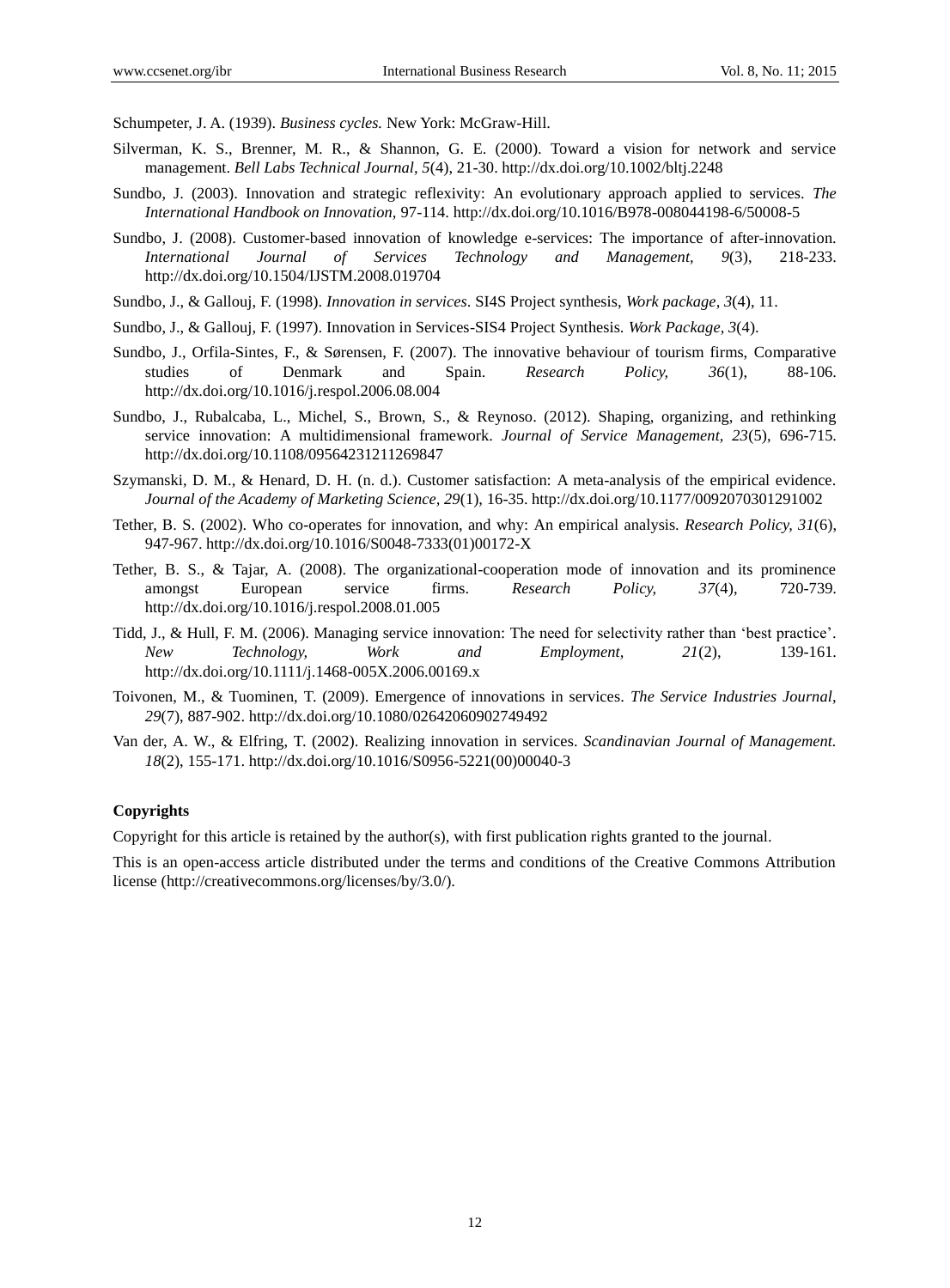Schumpeter, J. A. (1939). *Business cycles.* New York: McGraw-Hill.

Silverman, K. S., Brenner, M. R., & Shannon, G. E. (2000). Toward a vision for network and service management. *Bell Labs Technical Journal, 5*(4), 21-30. http://dx.doi.org/10.1002/bltj.2248

Sundbo, J. (2003). Innovation and strategic reflexivity: An evolutionary approach applied to services. *The International Handbook on Innovation*, 97-114. http://dx.doi.org/10.1016/B978-008044198-6/50008-5

Sundbo, J. (2008). Customer-based innovation of knowledge e-services: The importance of after-innovation. *International Journal of Services Technology and Management, 9*(3), 218-233. http://dx.doi.org/10.1504/IJSTM.2008.019704

Sundbo, J., & Gallouj, F. (1998). *Innovation in services*. SI4S Project synthesis, *Work package, 3*(4), 11.

Sundbo, J., & Gallouj, F. (1997). Innovation in Services-SIS4 Project Synthesis. *Work Package, 3*(4).

Sundbo, J., Orfila-Sintes, F., & Sørensen, F. (2007). The innovative behaviour of tourism firms, Comparative studies of Denmark and Spain. *Research Policy, 36*(1), 88-106. http://dx.doi.org/10.1016/j.respol.2006.08.004

Sundbo, J., Rubalcaba, L., Michel, S., Brown, S., & Reynoso. (2012). Shaping, organizing, and rethinking service innovation: A multidimensional framework. *Journal of Service Management, 23*(5), 696-715. http://dx.doi.org/10.1108/09564231211269847

Szymanski, D. M., & Henard, D. H. (n. d.). Customer satisfaction: A meta-analysis of the empirical evidence. *Journal of the Academy of Marketing Science, 29*(1), 16-35. http://dx.doi.org/10.1177/0092070301291002

Tether, B. S. (2002). Who co-operates for innovation, and why: An empirical analysis. *Research Policy, 31*(6), 947-967. http://dx.doi.org/10.1016/S0048-7333(01)00172-X

Tether, B. S., & Tajar, A. (2008). The organizational-cooperation mode of innovation and its prominence amongst European service firms. *Research Policy, 37*(4), 720-739. http://dx.doi.org/10.1016/j.respol.2008.01.005

Tidd, J., & Hull, F. M. (2006). Managing service innovation: The need for selectivity rather than 'best practice'. *New Technology, Work and Employment, 21*(2), 139-161. http://dx.doi.org/10.1111/j.1468-005X.2006.00169.x

Toivonen, M., & Tuominen, T. (2009). Emergence of innovations in services. *The Service Industries Journal, 29*(7), 887-902. http://dx.doi.org/10.1080/02642060902749492

Van der, A. W., & Elfring, T. (2002). Realizing innovation in services. *Scandinavian Journal of Management. 18*(2), 155-171. http://dx.doi.org/10.1016/S0956-5221(00)00040-3

## Copyrights

Copyright for this article is retained by the author(s), with first publication rights granted to the journal.

This is an open-access article distributed under the terms and conditions of the Creative Commons Attribution license (http://creativecommons.org/licenses/by/3.0/).